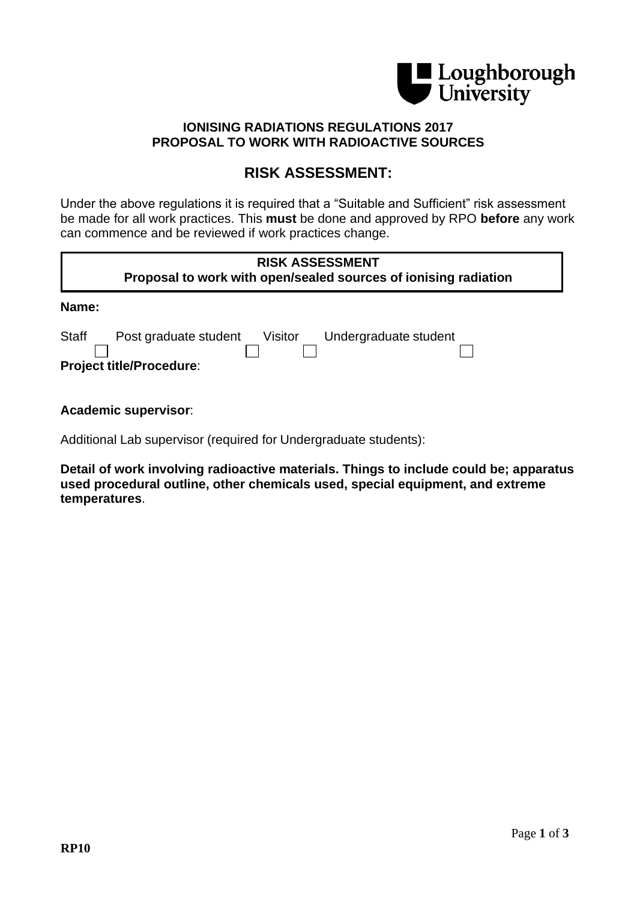**IONISING RADIATIONS REGULATIONS 2017**
**PROPOSAL TO WORK WITH RADIOACTIVE SOURCES**

## RISK ASSESSMENT:

Under the above regulations it is required that a "Suitable and Sufficient" risk assessment be made for all work practices. This **must** be done and approved by RPO **before** any work can commence and be reviewed if work practices change.

**RISK ASSESSMENT**
**Proposal to work with open/sealed sources of ionising radiation**

**Name:**

Staff ☐ Post graduate student ☐ Visitor ☐ Undergraduate student ☐

**Project title/Procedure**:

**Academic supervisor**:

Additional Lab supervisor (required for Undergraduate students):

**Detail of work involving radioactive materials. Things to include could be; apparatus used procedural outline, other chemicals used, special equipment, and extreme temperatures**.

RP10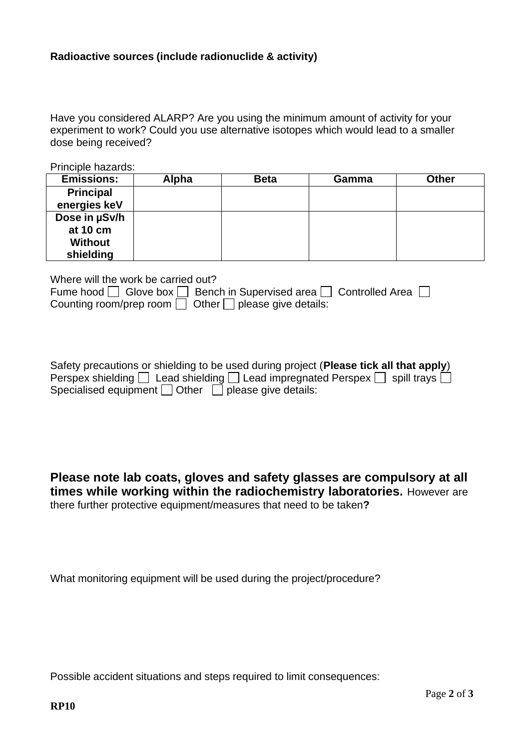**Radioactive sources (include radionuclide & activity)**

Have you considered ALARP? Are you using the minimum amount of activity for your experiment to work? Could you use alternative isotopes which would lead to a smaller dose being received?

Principle hazards:

| Emissions: | Alpha | Beta | Gamma | Other |
|---|---|---|---|---|
| Principal energies keV | | | | |
| Dose in μSv/h at 10 cm Without shielding | | | | |

Where will the work be carried out?
Fume hood ☐ Glove box ☐ Bench in Supervised area ☐ Controlled Area ☐
Counting room/prep room ☐ Other ☐ please give details:

Safety precautions or shielding to be used during project (**Please tick all that apply**)
Perspex shielding ☐ Lead shielding ☐ Lead impregnated Perspex ☐ spill trays ☐
Specialised equipment ☐ Other ☐ please give details:

**Please note lab coats, gloves and safety glasses are compulsory at all times while working within the radiochemistry laboratories.** However are there further protective equipment/measures that need to be taken**?**

What monitoring equipment will be used during the project/procedure?

Possible accident situations and steps required to limit consequences:

**RP10**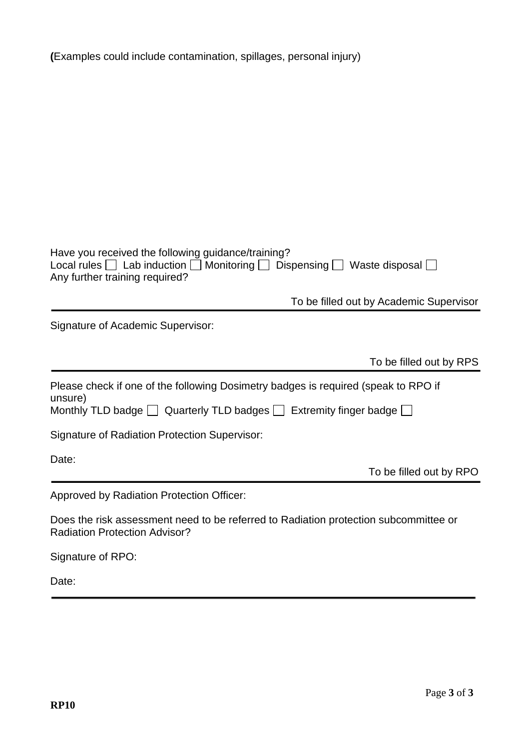(Examples could include contamination, spillages, personal injury)

Have you received the following guidance/training?

Local rules ☐ Lab induction ☐ Monitoring ☐ Dispensing ☐ Waste disposal ☐

Any further training required?

To be filled out by Academic Supervisor

---

Signature of Academic Supervisor:

To be filled out by RPS

---

Please check if one of the following Dosimetry badges is required (speak to RPO if unsure)

Monthly TLD badge ☐ Quarterly TLD badges ☐ Extremity finger badge ☐

Signature of Radiation Protection Supervisor:

Date:

To be filled out by RPO

---

Approved by Radiation Protection Officer:

Does the risk assessment need to be referred to Radiation protection subcommittee or Radiation Protection Advisor?

Signature of RPO:

Date:

---

**RP10**